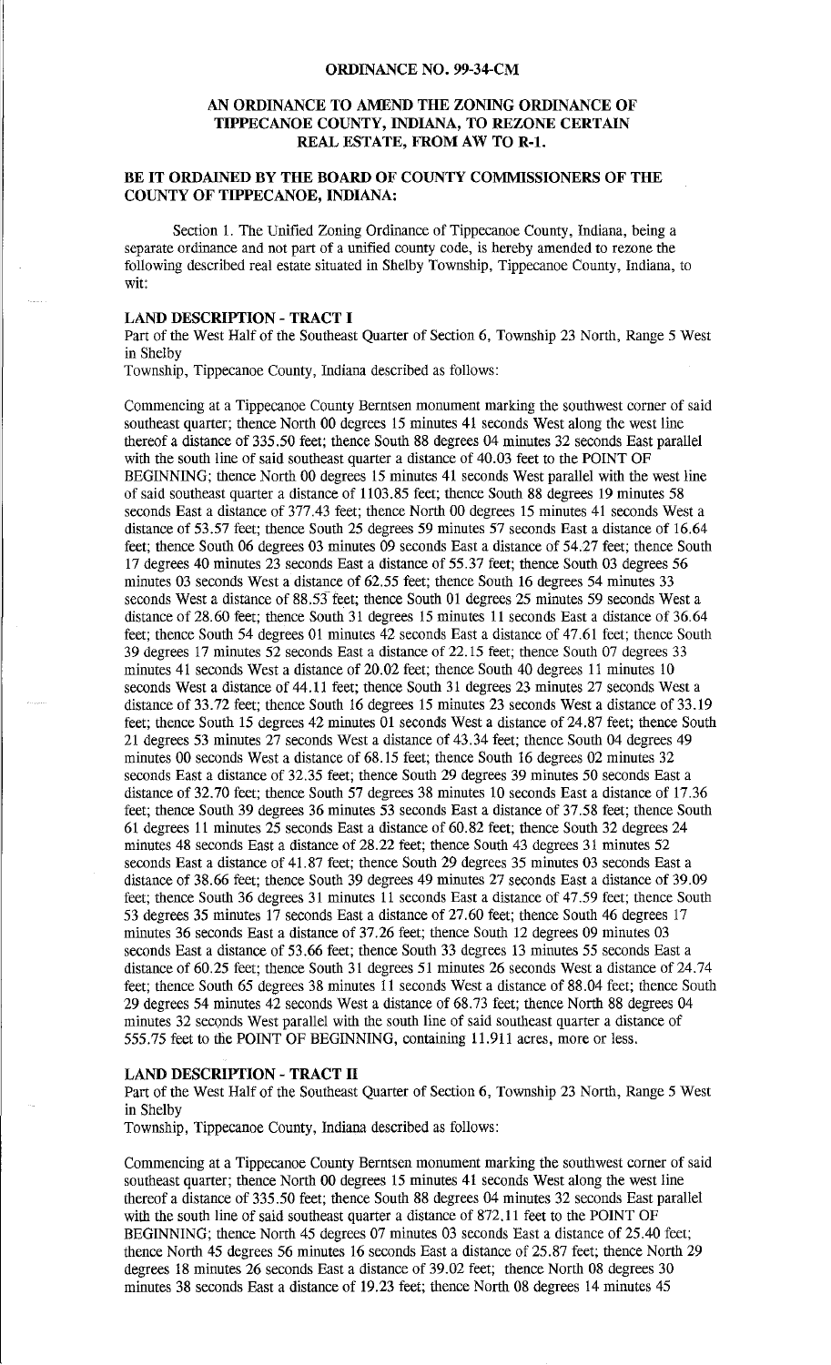**ORDINANCE NO. 99-34-CM**

**AN ORDINANCE TO AMEND THE ZONING ORDINANCE OF TIPPECANOE COUNTY, INDIANA, TO REZONE CERTAIN REAL ESTATE, FROM AW TO R-1.**

**BE IT ORDAINED BY THE BOARD OF COUNTY COMMISSIONERS OF THE COUNTY OF TIPPECANOE, INDIANA:**

Section 1. The Unified Zoning Ordinance of Tippecanoe County, Indiana, being a separate ordinance and not part of a unified county code, is hereby amended to rezone the following described real estate situated in Shelby Township, Tippecanoe County, Indiana, to wit:

**LAND DESCRIPTION - TRACT I**

Part of the West Half of the Southeast Quarter of Section 6, Township 23 North, Range 5 West in Shelby
Township, Tippecanoe County, Indiana described as follows:

Commencing at a Tippecanoe County Berntsen monument marking the southwest corner of said southeast quarter; thence North 00 degrees 15 minutes 41 seconds West along the west line thereof a distance of 335.50 feet; thence South 88 degrees 04 minutes 32 seconds East parallel with the south line of said southeast quarter a distance of 40.03 feet to the POINT OF BEGINNING; thence North 00 degrees 15 minutes 41 seconds West parallel with the west line of said southeast quarter a distance of 1103.85 feet; thence South 88 degrees 19 minutes 58 seconds East a distance of 377.43 feet; thence North 00 degrees 15 minutes 41 seconds West a distance of 53.57 feet; thence South 25 degrees 59 minutes 57 seconds East a distance of 16.64 feet; thence South 06 degrees 03 minutes 09 seconds East a distance of 54.27 feet; thence South 17 degrees 40 minutes 23 seconds East a distance of 55.37 feet; thence South 03 degrees 56 minutes 03 seconds West a distance of 62.55 feet; thence South 16 degrees 54 minutes 33 seconds West a distance of 88.53 feet; thence South 01 degrees 25 minutes 59 seconds West a distance of 28.60 feet; thence South 31 degrees 15 minutes 11 seconds East a distance of 36.64 feet; thence South 54 degrees 01 minutes 42 seconds East a distance of 47.61 feet; thence South 39 degrees 17 minutes 52 seconds East a distance of 22.15 feet; thence South 07 degrees 33 minutes 41 seconds West a distance of 20.02 feet; thence South 40 degrees 11 minutes 10 seconds West a distance of 44.11 feet; thence South 31 degrees 23 minutes 27 seconds West a distance of 33.72 feet; thence South 16 degrees 15 minutes 23 seconds West a distance of 33.19 feet; thence South 15 degrees 42 minutes 01 seconds West a distance of 24.87 feet; thence South 21 degrees 53 minutes 27 seconds West a distance of 43.34 feet; thence South 04 degrees 49 minutes 00 seconds West a distance of 68.15 feet; thence South 16 degrees 02 minutes 32 seconds East a distance of 32.35 feet; thence South 29 degrees 39 minutes 50 seconds East a distance of 32.70 feet; thence South 57 degrees 38 minutes 10 seconds East a distance of 17.36 feet; thence South 39 degrees 36 minutes 53 seconds East a distance of 37.58 feet; thence South 61 degrees 11 minutes 25 seconds East a distance of 60.82 feet; thence South 32 degrees 24 minutes 48 seconds East a distance of 28.22 feet; thence South 43 degrees 31 minutes 52 seconds East a distance of 41.87 feet; thence South 29 degrees 35 minutes 03 seconds East a distance of 38.66 feet; thence South 39 degrees 49 minutes 27 seconds East a distance of 39.09 feet; thence South 36 degrees 31 minutes 11 seconds East a distance of 47.59 feet; thence South 53 degrees 35 minutes 17 seconds East a distance of 27.60 feet; thence South 46 degrees 17 minutes 36 seconds East a distance of 37.26 feet; thence South 12 degrees 09 minutes 03 seconds East a distance of 53.66 feet; thence South 33 degrees 13 minutes 55 seconds East a distance of 60.25 feet; thence South 31 degrees 51 minutes 26 seconds West a distance of 24.74 feet; thence South 65 degrees 38 minutes 11 seconds West a distance of 88.04 feet; thence South 29 degrees 54 minutes 42 seconds West a distance of 68.73 feet; thence North 88 degrees 04 minutes 32 seconds West parallel with the south line of said southeast quarter a distance of 555.75 feet to the POINT OF BEGINNING, containing 11.911 acres, more or less.

**LAND DESCRIPTION - TRACT II**

Part of the West Half of the Southeast Quarter of Section 6, Township 23 North, Range 5 West in Shelby
Township, Tippecanoe County, Indiana described as follows:

Commencing at a Tippecanoe County Berntsen monument marking the southwest corner of said southeast quarter; thence North 00 degrees 15 minutes 41 seconds West along the west line thereof a distance of 335.50 feet; thence South 88 degrees 04 minutes 32 seconds East parallel with the south line of said southeast quarter a distance of 872.11 feet to the POINT OF BEGINNING; thence North 45 degrees 07 minutes 03 seconds East a distance of 25.40 feet; thence North 45 degrees 56 minutes 16 seconds East a distance of 25.87 feet; thence North 29 degrees 18 minutes 26 seconds East a distance of 39.02 feet; thence North 08 degrees 30 minutes 38 seconds East a distance of 19.23 feet; thence North 08 degrees 14 minutes 45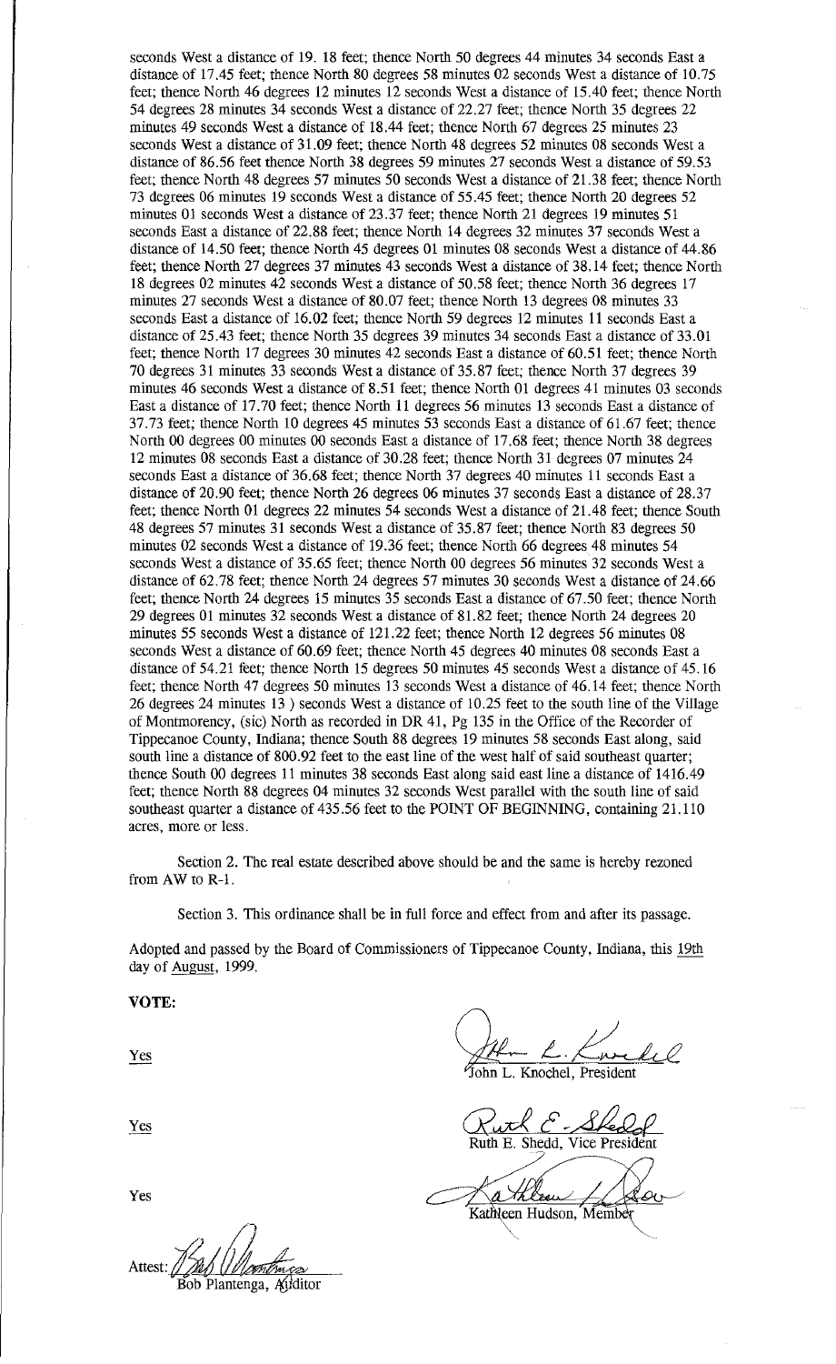seconds West a distance of 19. 18 feet; thence North 50 degrees 44 minutes 34 seconds East a distance of 17.45 feet; thence North 80 degrees 58 minutes 02 seconds West a distance of 10.75 feet; thence North 46 degrees 12 minutes 12 seconds West a distance of 15.40 feet; thence North 54 degrees 28 minutes 34 seconds West a distance of 22.27 feet; thence North 35 degrees 22 minutes 49 seconds West a distance of 18.44 feet; thence North 67 degrees 25 minutes 23 seconds West a distance of 31.09 feet; thence North 48 degrees 52 minutes 08 seconds West a distance of 86.56 feet thence North 38 degrees 59 minutes 27 seconds West a distance of 59.53 feet; thence North 48 degrees 57 minutes 50 seconds West a distance of 21.38 feet; thence North 73 degrees 06 minutes 19 seconds West a distance of 55.45 feet; thence North 20 degrees 52 minutes 01 seconds West a distance of 23.37 feet; thence North 21 degrees 19 minutes 51 seconds East a distance of 22.88 feet; thence North 14 degrees 32 minutes 37 seconds West a distance of 14.50 feet; thence North 45 degrees 01 minutes 08 seconds West a distance of 44.86 feet; thence North 27 degrees 37 minutes 43 seconds West a distance of 38.14 feet; thence North 18 degrees 02 minutes 42 seconds West a distance of 50.58 feet; thence North 36 degrees 17 minutes 27 seconds West a distance of 80.07 feet; thence North 13 degrees 08 minutes 33 seconds East a distance of 16.02 feet; thence North 59 degrees 12 minutes 11 seconds East a distance of 25.43 feet; thence North 35 degrees 39 minutes 34 seconds East a distance of 33.01 feet; thence North 17 degrees 30 minutes 42 seconds East a distance of 60.51 feet; thence North 70 degrees 31 minutes 33 seconds West a distance of 35.87 feet; thence North 37 degrees 39 minutes 46 seconds West a distance of 8.51 feet; thence North 01 degrees 41 minutes 03 seconds East a distance of 17.70 feet; thence North 11 degrees 56 minutes 13 seconds East a distance of 37.73 feet; thence North 10 degrees 45 minutes 53 seconds East a distance of 61.67 feet; thence North 00 degrees 00 minutes 00 seconds East a distance of 17.68 feet; thence North 38 degrees 12 minutes 08 seconds East a distance of 30.28 feet; thence North 31 degrees 07 minutes 24 seconds East a distance of 36.68 feet; thence North 37 degrees 40 minutes 11 seconds East a distance of 20.90 feet; thence North 26 degrees 06 minutes 37 seconds East a distance of 28.37 feet; thence North 01 degrees 22 minutes 54 seconds West a distance of 21.48 feet; thence South 48 degrees 57 minutes 31 seconds West a distance of 35.87 feet; thence North 83 degrees 50 minutes 02 seconds West a distance of 19.36 feet; thence North 66 degrees 48 minutes 54 seconds West a distance of 35.65 feet; thence North 00 degrees 56 minutes 32 seconds West a distance of 62.78 feet; thence North 24 degrees 57 minutes 30 seconds West a distance of 24.66 feet; thence North 24 degrees 15 minutes 35 seconds East a distance of 67.50 feet; thence North 29 degrees 01 minutes 32 seconds West a distance of 81.82 feet; thence North 24 degrees 20 minutes 55 seconds West a distance of 121.22 feet; thence North 12 degrees 56 minutes 08 seconds West a distance of 60.69 feet; thence North 45 degrees 40 minutes 08 seconds East a distance of 54.21 feet; thence North 15 degrees 50 minutes 45 seconds West a distance of 45.16 feet; thence North 47 degrees 50 minutes 13 seconds West a distance of 46.14 feet; thence North 26 degrees 24 minutes 13 ) seconds West a distance of 10.25 feet to the south line of the Village of Montmorency, (sic) North as recorded in DR 41, Pg 135 in the Office of the Recorder of Tippecanoe County, Indiana; thence South 88 degrees 19 minutes 58 seconds East along, said south line a distance of 800.92 feet to the east line of the west half of said southeast quarter; thence South 00 degrees 11 minutes 38 seconds East along said east line a distance of 1416.49 feet; thence North 88 degrees 04 minutes 32 seconds West parallel with the south line of said southeast quarter a distance of 435.56 feet to the POINT OF BEGINNING, containing 21.110 acres, more or less.

Section 2. The real estate described above should be and the same is hereby rezoned from AW to R-1.

Section 3. This ordinance shall be in full force and effect from and after its passage.

Adopted and passed by the Board of Commissioners of Tippecanoe County, Indiana, this 19th day of August, 1999.

**VOTE:**

Yes — John L. Knochel, President

Yes — Ruth E. Shedd, Vice President

Yes — Kathleen Hudson, Member

Attest: Bob Plantenga, Auditor